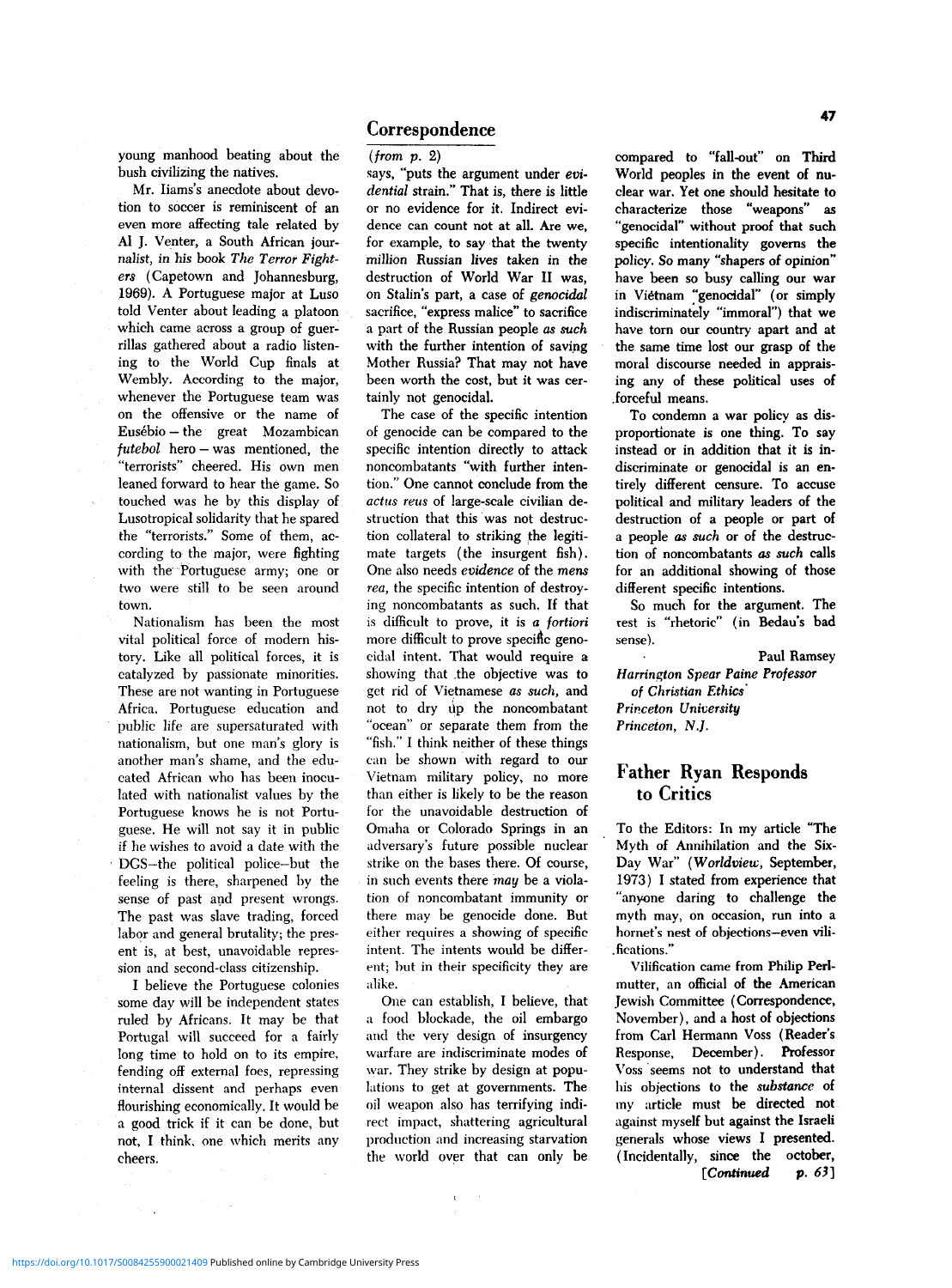young manhood beating about the bush civilizing the natives.

Mr. Iams's anecdote about devotion to soccer is reminiscent of an even more affecting tale related by Al J. Venter, a South African journalist, in his book *The Terror Fighters* (Capetown and Johannesburg, 1969). A Portuguese major at Luso told Venter about leading a platoon which came across a group of guerrillas gathered about a radio listening to the World Cup finals at Wembly. According to the major, whenever the Portuguese team was on the offensive or the name of Eusébio – the great Mozambican *futebol* hero – was mentioned, the "terrorists" cheered. His own men leaned forward to hear the game. So touched was he by this display of Lusotropical solidarity that he spared the "terrorists." Some of them, according to the major, were fighting with the Portuguese army; one or two were still to be seen around town.

Nationalism has been the most vital political force of modern history. Like all political forces, it is catalyzed by passionate minorities. These are not wanting in Portuguese Africa. Portuguese education and public life are supersaturated with nationalism, but one man's glory is another man's shame, and the educated African who has been inoculated with nationalist values by the Portuguese knows he is not Portuguese. He will not say it in public if he wishes to avoid a date with the DGS–the political police–but the feeling is there, sharpened by the sense of past and present wrongs. The past was slave trading, forced labor and general brutality; the present is, at best, unavoidable repression and second-class citizenship.

I believe the Portuguese colonies some day will be independent states ruled by Africans. It may be that Portugal will succeed for a fairly long time to hold on to its empire, fending off external foes, repressing internal dissent and perhaps even flourishing economically. It would be a good trick if it can be done, but not, I think, one which merits any cheers.

## Correspondence

*(from p. 2)*

says, "puts the argument under *evidential* strain." That is, there is little or no evidence for it. Indirect evidence can count not at all. Are we, for example, to say that the twenty million Russian lives taken in the destruction of World War II was, on Stalin's part, a case of *genocidal* sacrifice, "express malice" to sacrifice a part of the Russian people *as such* with the further intention of saving Mother Russia? That may not have been worth the cost, but it was certainly not genocidal.

The case of the specific intention of genocide can be compared to the specific intention directly to attack noncombatants "with further intention." One cannot conclude from the *actus reus* of large-scale civilian destruction that this was not destruction collateral to striking the legitimate targets (the insurgent fish). One also needs *evidence* of the *mens rea*, the specific intention of destroying noncombatants as such. If that is difficult to prove, it is *a fortiori* more difficult to prove specific genocidal intent. That would require a showing that the objective was to get rid of Vietnamese *as such*, and not to dry up the noncombatant "ocean" or separate them from the "fish." I think neither of these things can be shown with regard to our Vietnam military policy, no more than either is likely to be the reason for the unavoidable destruction of Omaha or Colorado Springs in an adversary's future possible nuclear strike on the bases there. Of course, in such events there *may* be a violation of noncombatant immunity or there may be genocide done. But either requires a showing of specific intent. The intents would be different; but in their specificity they are alike.

One can establish, I believe, that a food blockade, the oil embargo and the very design of insurgency warfare are indiscriminate modes of war. They strike by design at populations to get at governments. The oil weapon also has terrifying indirect impact, shattering agricultural production and increasing starvation the world over that can only be compared to "fall-out" on Third World peoples in the event of nuclear war. Yet one should hesitate to characterize those "weapons" as "genocidal" without proof that such specific intentionality governs the policy. So many "shapers of opinion" have been so busy calling our war in Viêtnam "genocidal" (or simply indiscriminately "immoral") that we have torn our country apart and at the same time lost our grasp of the moral discourse needed in appraising any of these political uses of forceful means.

To condemn a war policy as disproportionate is one thing. To say instead or in addition that it is indiscriminate or genocidal is an entirely different censure. To accuse political and military leaders of the destruction of a people or part of a people *as such* or of the destruction of noncombatants *as such* calls for an additional showing of those different specific intentions.

So much for the argument. The rest is "rhetoric" (in Bedau's bad sense).

Paul Ramsey
*Harrington Spear Paine Professor of Christian Ethics*
*Princeton University*
*Princeton, N.J.*

## Father Ryan Responds to Critics

To the Editors: In my article "The Myth of Annihilation and the Six-Day War" (*Worldview*, September, 1973) I stated from experience that "anyone daring to challenge the myth may, on occasion, run into a hornet's nest of objections–even vilifications."

Vilification came from Philip Perlmutter, an official of the American Jewish Committee (Correspondence, November), and a host of objections from Carl Hermann Voss (Reader's Response, December). Professor Voss seems not to understand that his objections to the *substance* of my article must be directed not against myself but against the Israeli generals whose views I presented. (Incidentally, since the october,

*[Continued p. 63]*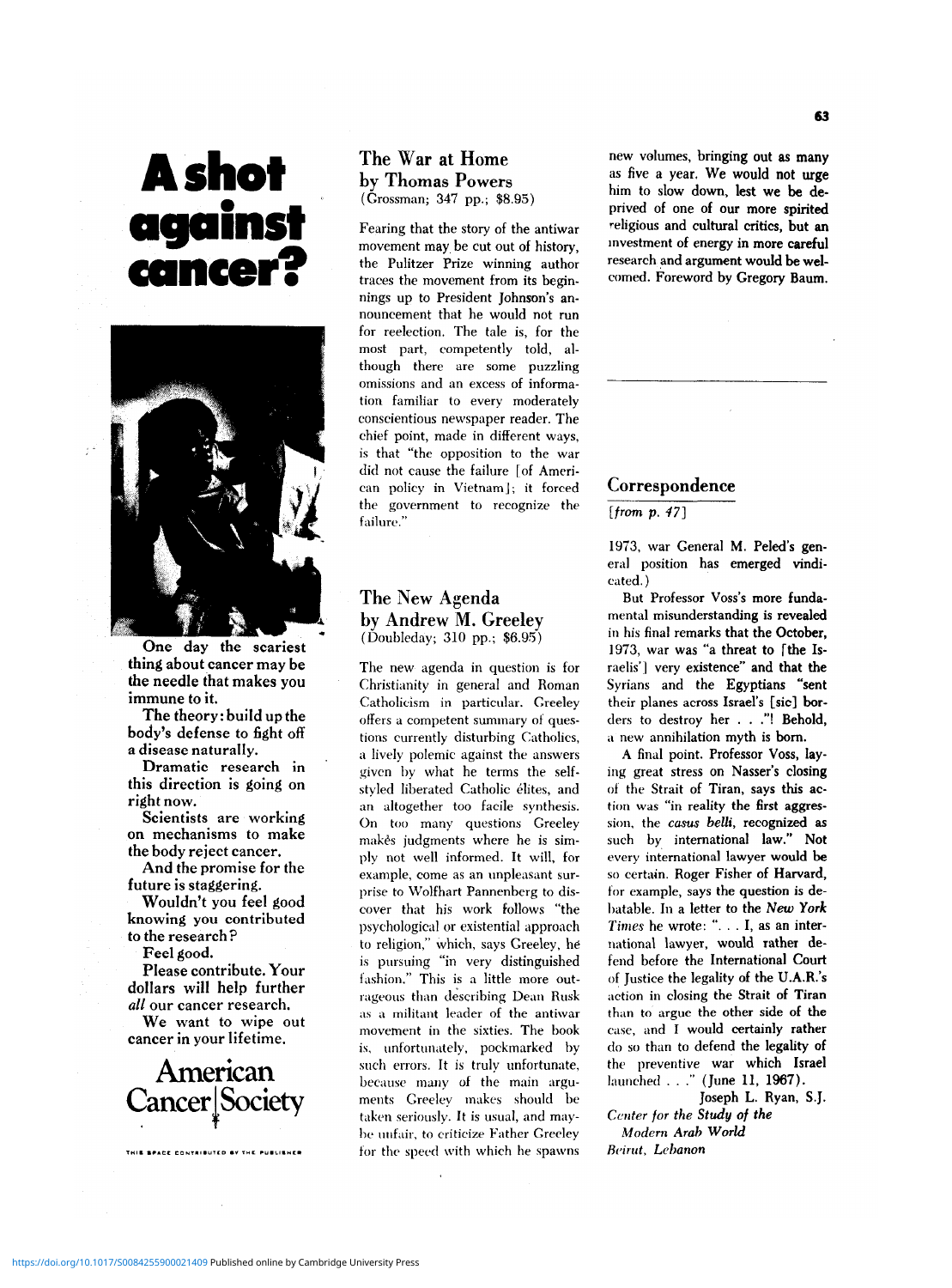# A shot against cancer?

One day the scariest thing about cancer may be the needle that makes you immune to it.

The theory: build up the body's defense to fight off a disease naturally.

Dramatic research in this direction is going on right now.

Scientists are working on mechanisms to make the body reject cancer.

And the promise for the future is staggering.

Wouldn't you feel good knowing you contributed to the research?

Feel good.

Please contribute. Your dollars will help further *all* our cancer research.

We want to wipe out cancer in your lifetime.

**American Cancer Society**

THIS SPACE CONTRIBUTED BY THE PUBLISHER

## The War at Home
### by Thomas Powers
(Grossman; 347 pp.; $8.95)

Fearing that the story of the antiwar movement may be cut out of history, the Pulitzer Prize winning author traces the movement from its beginnings up to President Johnson's announcement that he would not run for reelection. The tale is, for the most part, competently told, although there are some puzzling omissions and an excess of information familiar to every moderately conscientious newspaper reader. The chief point, made in different ways, is that "the opposition to the war did not cause the failure [of American policy in Vietnam]; it forced the government to recognize the failure."

## The New Agenda
### by Andrew M. Greeley
(Doubleday; 310 pp.; $6.95)

The new agenda in question is for Christianity in general and Roman Catholicism in particular. Greeley offers a competent summary of questions currently disturbing Catholics, a lively polemic against the answers given by what he terms the self-styled liberated Catholic élites, and an altogether too facile synthesis. On too many questions Greeley makes judgments where he is simply not well informed. It will, for example, come as an unpleasant surprise to Wolfhart Pannenberg to discover that his work follows "the psychological or existential approach to religion," which, says Greeley, he is pursuing "in very distinguished fashion." This is a little more outrageous than describing Dean Rusk as a militant leader of the antiwar movement in the sixties. The book is, unfortunately, pockmarked by such errors. It is truly unfortunate, because many of the main arguments Greeley makes should be taken seriously. It is usual, and maybe unfair, to criticize Father Greeley for the speed with which he spawns new volumes, bringing out as many as five a year. We would not urge him to slow down, lest we be deprived of one of our more spirited religious and cultural critics, but an investment of energy in more careful research and argument would be welcomed. Foreword by Gregory Baum.

## Correspondence
[*from p. 47*]

1973, war General M. Peled's general position has emerged vindicated.)

But Professor Voss's more fundamental misunderstanding is revealed in his final remarks that the October, 1973, war was "a threat to [the Israelis'] very existence" and that the Syrians and the Egyptians "sent their planes across Israel's [sic] borders to destroy her . . ."! Behold, a new annihilation myth is born.

A final point. Professor Voss, laying great stress on Nasser's closing of the Strait of Tiran, says this action was "in reality the first aggression, the *casus belli*, recognized as such by international law." Not every international lawyer would be so certain. Roger Fisher of Harvard, for example, says the question is debatable. In a letter to the *New York Times* he wrote: ". . . I, as an international lawyer, would rather defend before the International Court of Justice the legality of the U.A.R.'s action in closing the Strait of Tiran than to argue the other side of the case, and I would certainly rather do so than to defend the legality of the preventive war which Israel launched . . ." (June 11, 1967).

Joseph L. Ryan, S.J.
*Center for the Study of the Modern Arab World*
*Beirut, Lebanon*